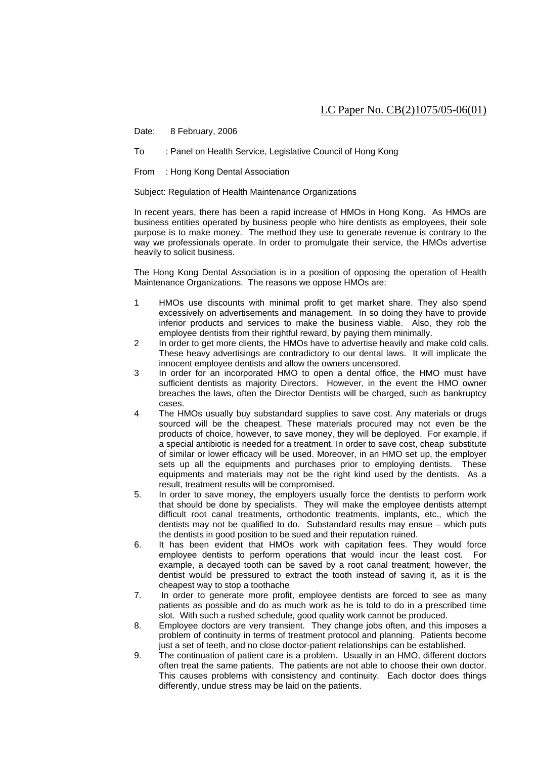LC Paper No. CB(2)1075/05-06(01)

Date: 8 February, 2006

To : Panel on Health Service, Legislative Council of Hong Kong

From : Hong Kong Dental Association

Subject: Regulation of Health Maintenance Organizations

In recent years, there has been a rapid increase of HMOs in Hong Kong. As HMOs are business entities operated by business people who hire dentists as employees, their sole purpose is to make money. The method they use to generate revenue is contrary to the way we professionals operate. In order to promulgate their service, the HMOs advertise heavily to solicit business.

The Hong Kong Dental Association is in a position of opposing the operation of Health Maintenance Organizations. The reasons we oppose HMOs are:

1 HMOs use discounts with minimal profit to get market share. They also spend excessively on advertisements and management. In so doing they have to provide inferior products and services to make the business viable. Also, they rob the employee dentists from their rightful reward, by paying them minimally.

2 In order to get more clients, the HMOs have to advertise heavily and make cold calls. These heavy advertisings are contradictory to our dental laws. It will implicate the innocent employee dentists and allow the owners uncensored.

3 In order for an incorporated HMO to open a dental office, the HMO must have sufficient dentists as majority Directors. However, in the event the HMO owner breaches the laws, often the Director Dentists will be charged, such as bankruptcy cases.

4 The HMOs usually buy substandard supplies to save cost. Any materials or drugs sourced will be the cheapest. These materials procured may not even be the products of choice, however, to save money, they will be deployed. For example, if a special antibiotic is needed for a treatment. In order to save cost, cheap substitute of similar or lower efficacy will be used. Moreover, in an HMO set up, the employer sets up all the equipments and purchases prior to employing dentists. These equipments and materials may not be the right kind used by the dentists. As a result, treatment results will be compromised.

5. In order to save money, the employers usually force the dentists to perform work that should be done by specialists. They will make the employee dentists attempt difficult root canal treatments, orthodontic treatments, implants, etc., which the dentists may not be qualified to do. Substandard results may ensue – which puts the dentists in good position to be sued and their reputation ruined.

6. It has been evident that HMOs work with capitation fees. They would force employee dentists to perform operations that would incur the least cost. For example, a decayed tooth can be saved by a root canal treatment; however, the dentist would be pressured to extract the tooth instead of saving it, as it is the cheapest way to stop a toothache

7. In order to generate more profit, employee dentists are forced to see as many patients as possible and do as much work as he is told to do in a prescribed time slot. With such a rushed schedule, good quality work cannot be produced.

8. Employee doctors are very transient. They change jobs often, and this imposes a problem of continuity in terms of treatment protocol and planning. Patients become just a set of teeth, and no close doctor-patient relationships can be established.

9. The continuation of patient care is a problem. Usually in an HMO, different doctors often treat the same patients. The patients are not able to choose their own doctor. This causes problems with consistency and continuity. Each doctor does things differently, undue stress may be laid on the patients.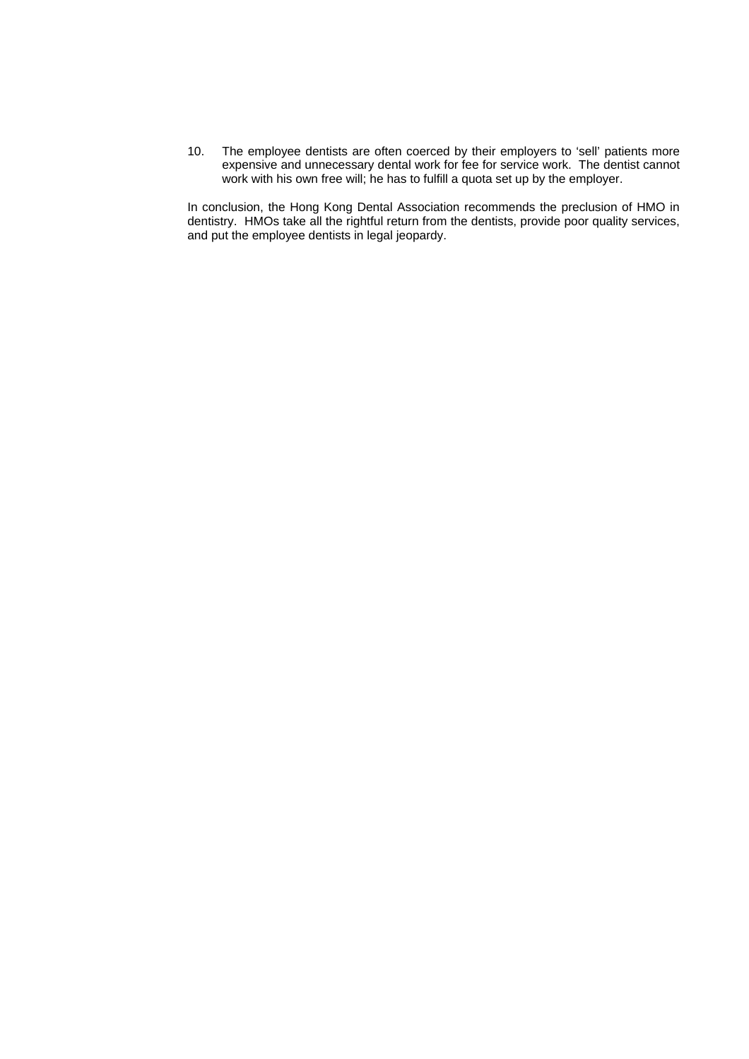10. The employee dentists are often coerced by their employers to 'sell' patients more expensive and unnecessary dental work for fee for service work. The dentist cannot work with his own free will; he has to fulfill a quota set up by the employer.

In conclusion, the Hong Kong Dental Association recommends the preclusion of HMO in dentistry. HMOs take all the rightful return from the dentists, provide poor quality services, and put the employee dentists in legal jeopardy.